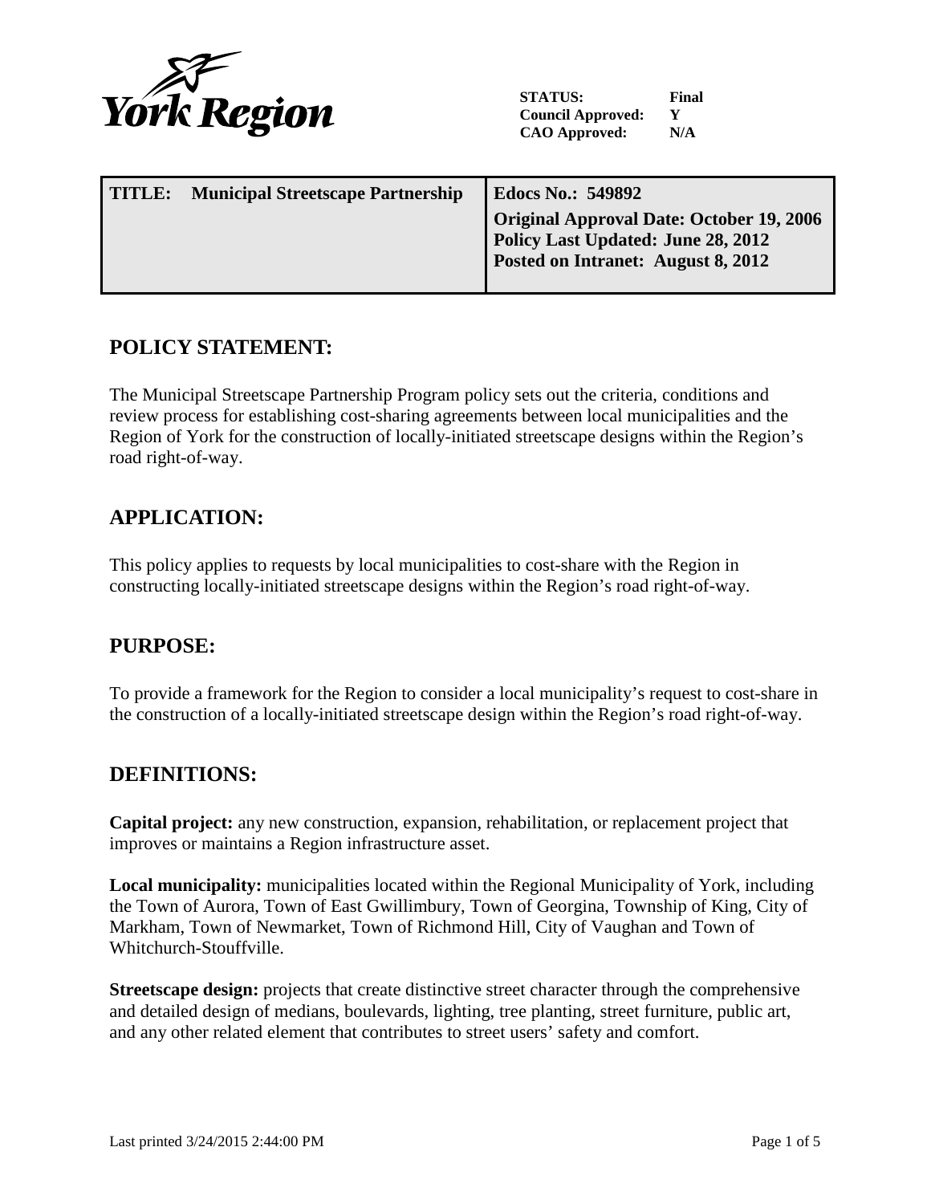York Region

**STATUS:** Final
**Council Approved:** Y
**CAO Approved:** N/A

| **TITLE: Municipal Streetscape Partnership** | **Edocs No.: 549892**<br>**Original Approval Date: October 19, 2006**<br>**Policy Last Updated: June 28, 2012**<br>**Posted on Intranet: August 8, 2012** |
|---|---|

## POLICY STATEMENT:

The Municipal Streetscape Partnership Program policy sets out the criteria, conditions and review process for establishing cost-sharing agreements between local municipalities and the Region of York for the construction of locally-initiated streetscape designs within the Region's road right-of-way.

## APPLICATION:

This policy applies to requests by local municipalities to cost-share with the Region in constructing locally-initiated streetscape designs within the Region's road right-of-way.

## PURPOSE:

To provide a framework for the Region to consider a local municipality's request to cost-share in the construction of a locally-initiated streetscape design within the Region's road right-of-way.

## DEFINITIONS:

**Capital project:** any new construction, expansion, rehabilitation, or replacement project that improves or maintains a Region infrastructure asset.

**Local municipality:** municipalities located within the Regional Municipality of York, including the Town of Aurora, Town of East Gwillimbury, Town of Georgina, Township of King, City of Markham, Town of Newmarket, Town of Richmond Hill, City of Vaughan and Town of Whitchurch-Stouffville.

**Streetscape design:** projects that create distinctive street character through the comprehensive and detailed design of medians, boulevards, lighting, tree planting, street furniture, public art, and any other related element that contributes to street users' safety and comfort.

Last printed 3/24/2015 2:44:00 PM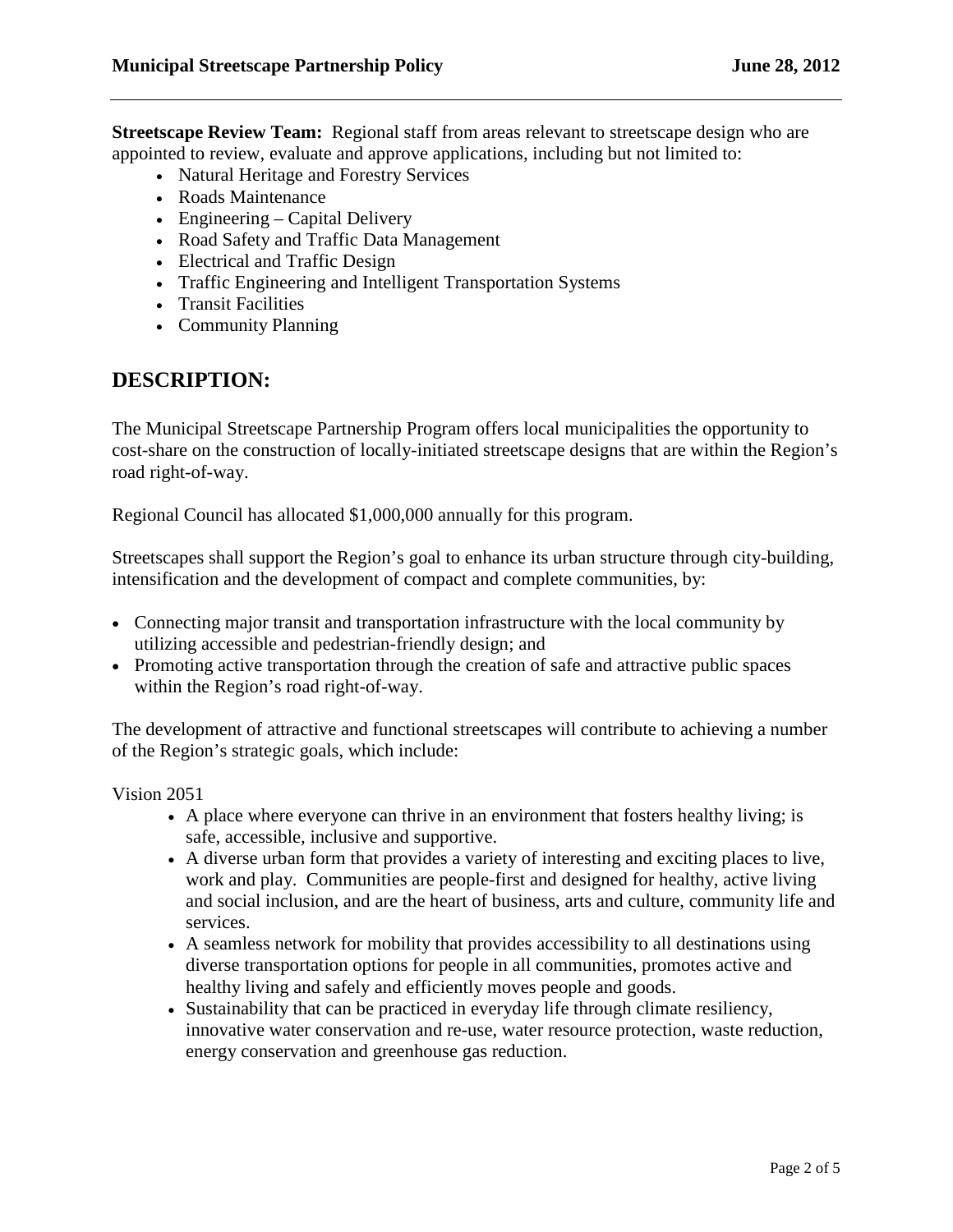**Streetscape Review Team:** Regional staff from areas relevant to streetscape design who are appointed to review, evaluate and approve applications, including but not limited to:

- Natural Heritage and Forestry Services
- Roads Maintenance
- Engineering – Capital Delivery
- Road Safety and Traffic Data Management
- Electrical and Traffic Design
- Traffic Engineering and Intelligent Transportation Systems
- Transit Facilities
- Community Planning

## DESCRIPTION:

The Municipal Streetscape Partnership Program offers local municipalities the opportunity to cost-share on the construction of locally-initiated streetscape designs that are within the Region's road right-of-way.

Regional Council has allocated $1,000,000 annually for this program.

Streetscapes shall support the Region's goal to enhance its urban structure through city-building, intensification and the development of compact and complete communities, by:

- Connecting major transit and transportation infrastructure with the local community by utilizing accessible and pedestrian-friendly design; and
- Promoting active transportation through the creation of safe and attractive public spaces within the Region's road right-of-way.

The development of attractive and functional streetscapes will contribute to achieving a number of the Region's strategic goals, which include:

Vision 2051

- A place where everyone can thrive in an environment that fosters healthy living; is safe, accessible, inclusive and supportive.
- A diverse urban form that provides a variety of interesting and exciting places to live, work and play. Communities are people-first and designed for healthy, active living and social inclusion, and are the heart of business, arts and culture, community life and services.
- A seamless network for mobility that provides accessibility to all destinations using diverse transportation options for people in all communities, promotes active and healthy living and safely and efficiently moves people and goods.
- Sustainability that can be practiced in everyday life through climate resiliency, innovative water conservation and re-use, water resource protection, waste reduction, energy conservation and greenhouse gas reduction.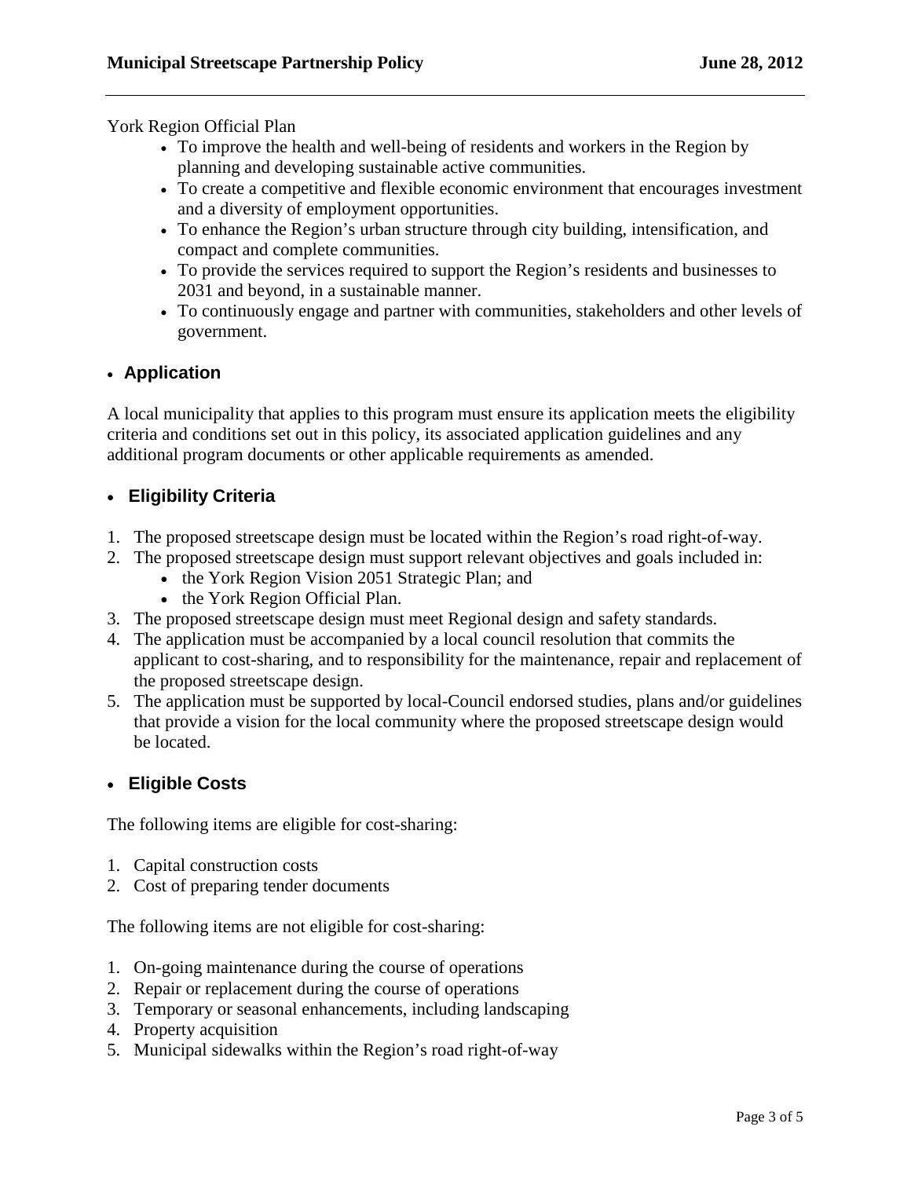York Region Official Plan

- To improve the health and well-being of residents and workers in the Region by planning and developing sustainable active communities.
- To create a competitive and flexible economic environment that encourages investment and a diversity of employment opportunities.
- To enhance the Region's urban structure through city building, intensification, and compact and complete communities.
- To provide the services required to support the Region's residents and businesses to 2031 and beyond, in a sustainable manner.
- To continuously engage and partner with communities, stakeholders and other levels of government.

## Application

A local municipality that applies to this program must ensure its application meets the eligibility criteria and conditions set out in this policy, its associated application guidelines and any additional program documents or other applicable requirements as amended.

## Eligibility Criteria

1. The proposed streetscape design must be located within the Region's road right-of-way.
2. The proposed streetscape design must support relevant objectives and goals included in:
   - the York Region Vision 2051 Strategic Plan; and
   - the York Region Official Plan.
3. The proposed streetscape design must meet Regional design and safety standards.
4. The application must be accompanied by a local council resolution that commits the applicant to cost-sharing, and to responsibility for the maintenance, repair and replacement of the proposed streetscape design.
5. The application must be supported by local-Council endorsed studies, plans and/or guidelines that provide a vision for the local community where the proposed streetscape design would be located.

## Eligible Costs

The following items are eligible for cost-sharing:

1. Capital construction costs
2. Cost of preparing tender documents

The following items are not eligible for cost-sharing:

1. On-going maintenance during the course of operations
2. Repair or replacement during the course of operations
3. Temporary or seasonal enhancements, including landscaping
4. Property acquisition
5. Municipal sidewalks within the Region's road right-of-way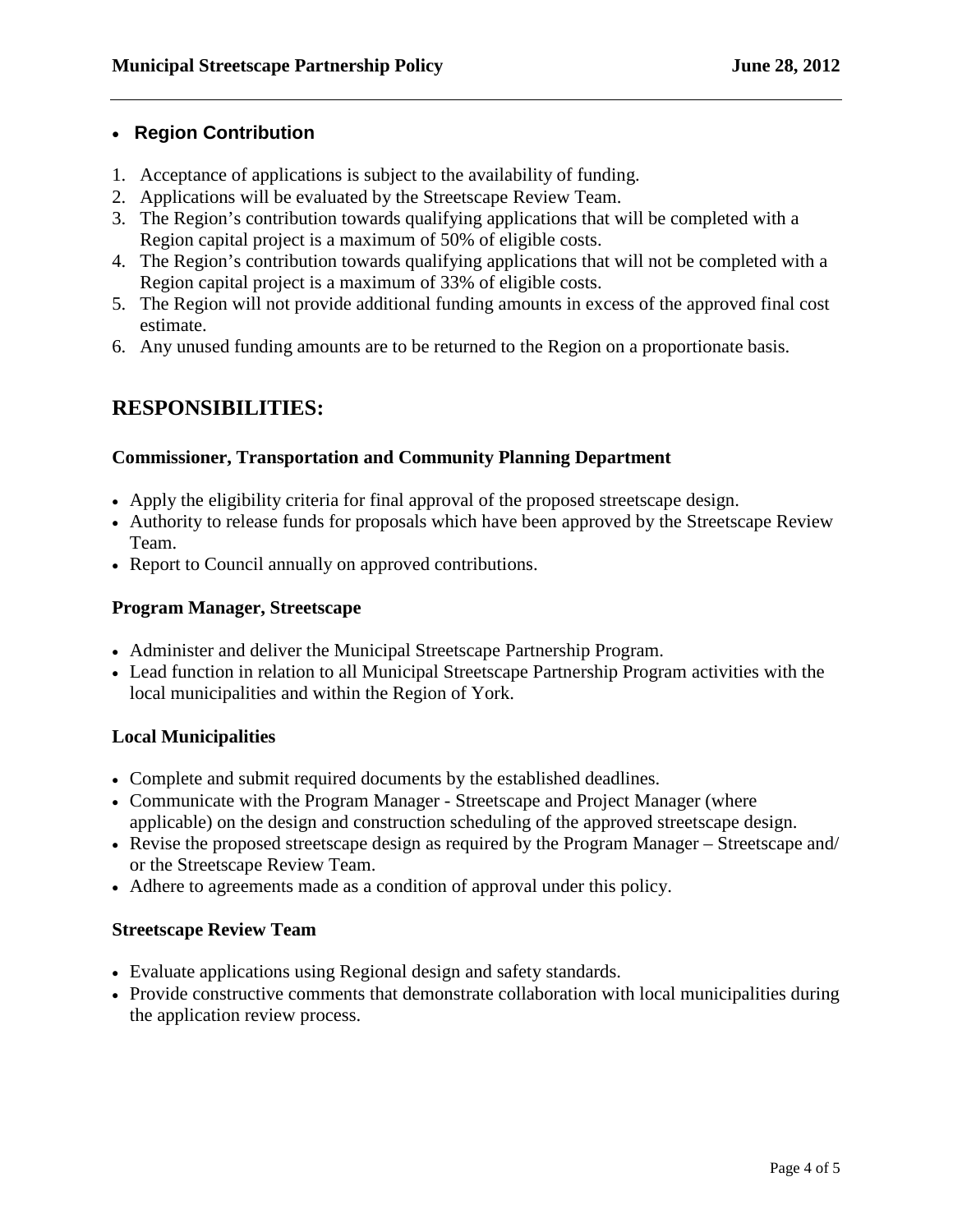- **Region Contribution**

1. Acceptance of applications is subject to the availability of funding.
2. Applications will be evaluated by the Streetscape Review Team.
3. The Region's contribution towards qualifying applications that will be completed with a Region capital project is a maximum of 50% of eligible costs.
4. The Region's contribution towards qualifying applications that will not be completed with a Region capital project is a maximum of 33% of eligible costs.
5. The Region will not provide additional funding amounts in excess of the approved final cost estimate.
6. Any unused funding amounts are to be returned to the Region on a proportionate basis.

## RESPONSIBILITIES:

### Commissioner, Transportation and Community Planning Department

- Apply the eligibility criteria for final approval of the proposed streetscape design.
- Authority to release funds for proposals which have been approved by the Streetscape Review Team.
- Report to Council annually on approved contributions.

### Program Manager, Streetscape

- Administer and deliver the Municipal Streetscape Partnership Program.
- Lead function in relation to all Municipal Streetscape Partnership Program activities with the local municipalities and within the Region of York.

### Local Municipalities

- Complete and submit required documents by the established deadlines.
- Communicate with the Program Manager - Streetscape and Project Manager (where applicable) on the design and construction scheduling of the approved streetscape design.
- Revise the proposed streetscape design as required by the Program Manager – Streetscape and/ or the Streetscape Review Team.
- Adhere to agreements made as a condition of approval under this policy.

### Streetscape Review Team

- Evaluate applications using Regional design and safety standards.
- Provide constructive comments that demonstrate collaboration with local municipalities during the application review process.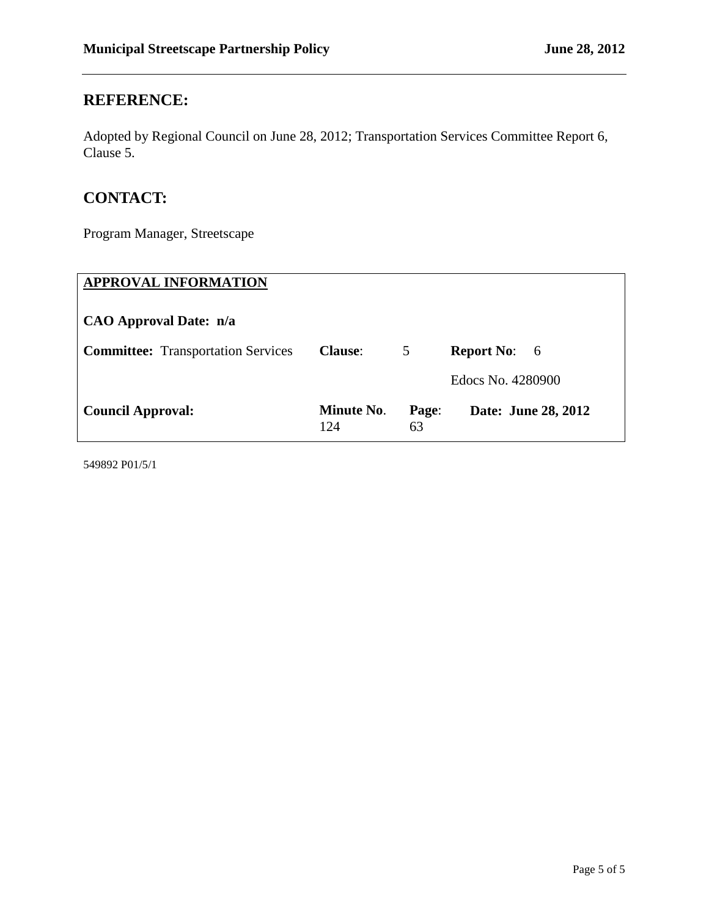## REFERENCE:

Adopted by Regional Council on June 28, 2012; Transportation Services Committee Report 6, Clause 5.

## CONTACT:

Program Manager, Streetscape

| APPROVAL INFORMATION | | | |
|---|---|---|---|
| **CAO Approval Date: n/a** | | | |
| **Committee:** Transportation Services | **Clause**: | 5 | **Report No**: 6 |
| | | | Edocs No. 4280900 |
| **Council Approval:** | **Minute No**. 124 | **Page**: 63 | **Date: June 28, 2012** |

549892 P01/5/1